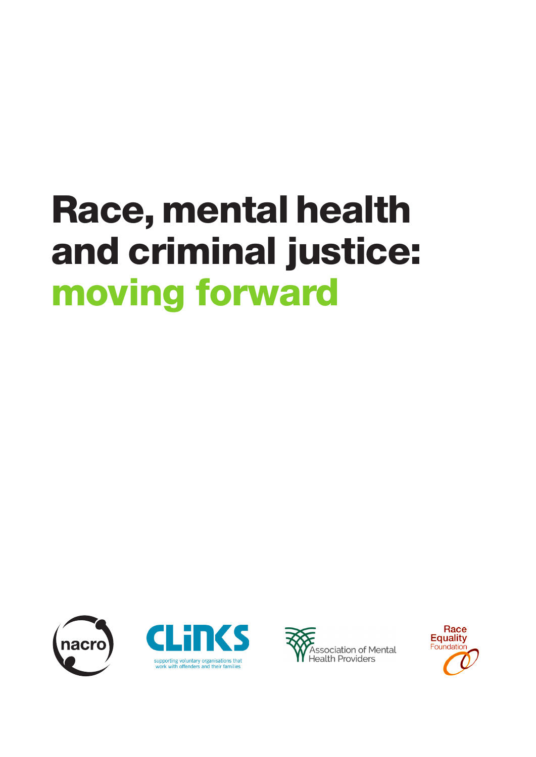# Race, mental health and criminal justice: moving forward

nacro

CLiNKS

supporting voluntary organisations that work with offenders and their families

Association of Mental Health Providers

Race Equality Foundation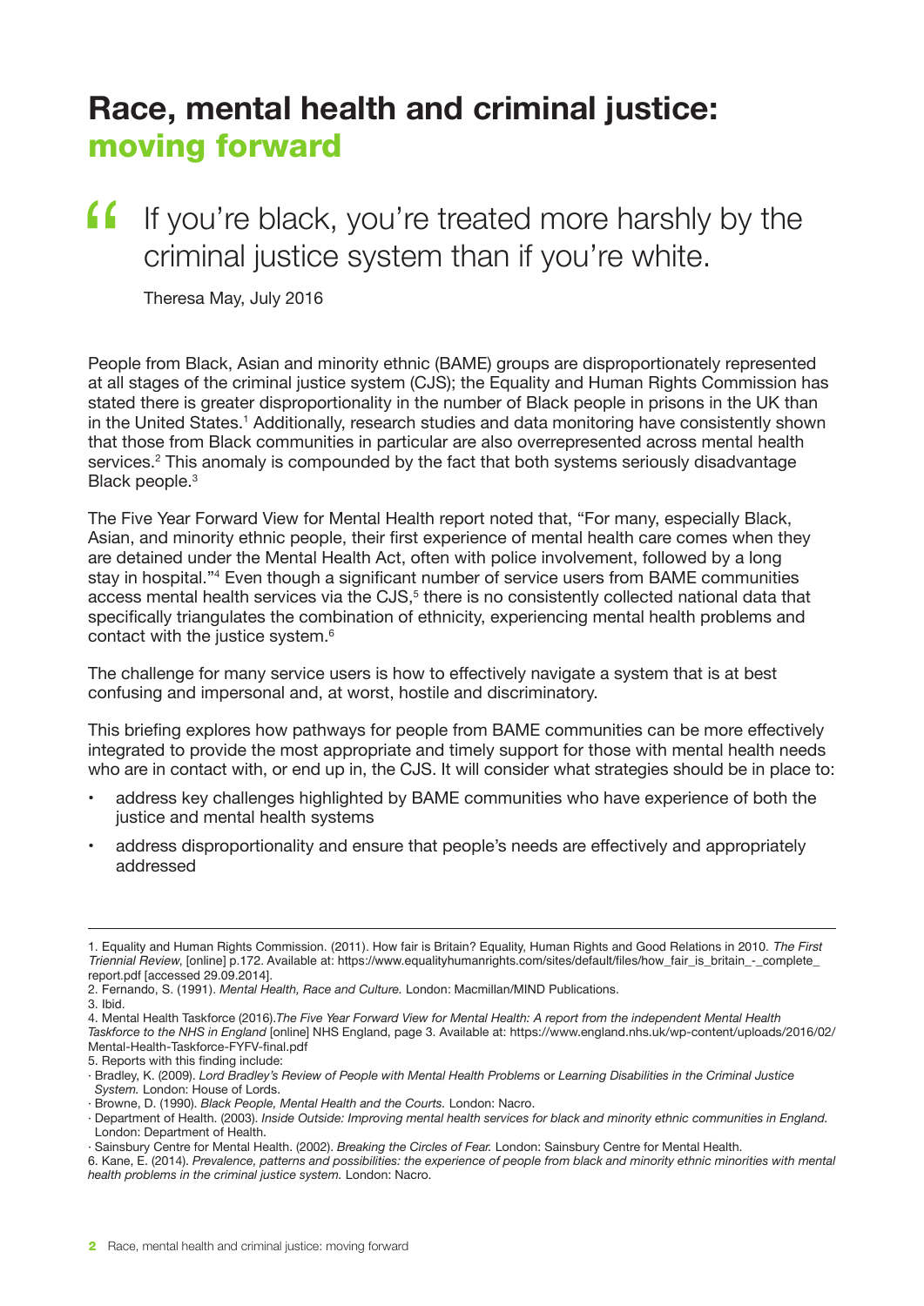# Race, mental health and criminal justice: moving forward

> "If you're black, you're treated more harshly by the criminal justice system than if you're white.
>
> Theresa May, July 2016

People from Black, Asian and minority ethnic (BAME) groups are disproportionately represented at all stages of the criminal justice system (CJS); the Equality and Human Rights Commission has stated there is greater disproportionality in the number of Black people in prisons in the UK than in the United States.[1] Additionally, research studies and data monitoring have consistently shown that those from Black communities in particular are also overrepresented across mental health services.[2] This anomaly is compounded by the fact that both systems seriously disadvantage Black people.[3]

The Five Year Forward View for Mental Health report noted that, "For many, especially Black, Asian, and minority ethnic people, their first experience of mental health care comes when they are detained under the Mental Health Act, often with police involvement, followed by a long stay in hospital."[4] Even though a significant number of service users from BAME communities access mental health services via the CJS,[5] there is no consistently collected national data that specifically triangulates the combination of ethnicity, experiencing mental health problems and contact with the justice system.[6]

The challenge for many service users is how to effectively navigate a system that is at best confusing and impersonal and, at worst, hostile and discriminatory.

This briefing explores how pathways for people from BAME communities can be more effectively integrated to provide the most appropriate and timely support for those with mental health needs who are in contact with, or end up in, the CJS. It will consider what strategies should be in place to:

- address key challenges highlighted by BAME communities who have experience of both the justice and mental health systems
- address disproportionality and ensure that people's needs are effectively and appropriately addressed

---

1. Equality and Human Rights Commission. (2011). How fair is Britain? Equality, Human Rights and Good Relations in 2010. *The First Triennial Review*, [online] p.172. Available at: https://www.equalityhumanrights.com/sites/default/files/how_fair_is_britain_-_complete_report.pdf [accessed 29.09.2014].
2. Fernando, S. (1991). *Mental Health, Race and Culture.* London: Macmillan/MIND Publications.
3. Ibid.
4. Mental Health Taskforce (2016).*The Five Year Forward View for Mental Health: A report from the independent Mental Health Taskforce to the NHS in England* [online] NHS England, page 3. Available at: https://www.england.nhs.uk/wp-content/uploads/2016/02/Mental-Health-Taskforce-FYFV-final.pdf
5. Reports with this finding include:
   - Bradley, K. (2009). *Lord Bradley's Review of People with Mental Health Problems* or *Learning Disabilities in the Criminal Justice System.* London: House of Lords.
   - Browne, D. (1990). *Black People, Mental Health and the Courts.* London: Nacro.
   - Department of Health. (2003). *Inside Outside: Improving mental health services for black and minority ethnic communities in England.* London: Department of Health.
   - Sainsbury Centre for Mental Health. (2002). *Breaking the Circles of Fear.* London: Sainsbury Centre for Mental Health.
6. Kane, E. (2014). *Prevalence, patterns and possibilities: the experience of people from black and minority ethnic minorities with mental health problems in the criminal justice system.* London: Nacro.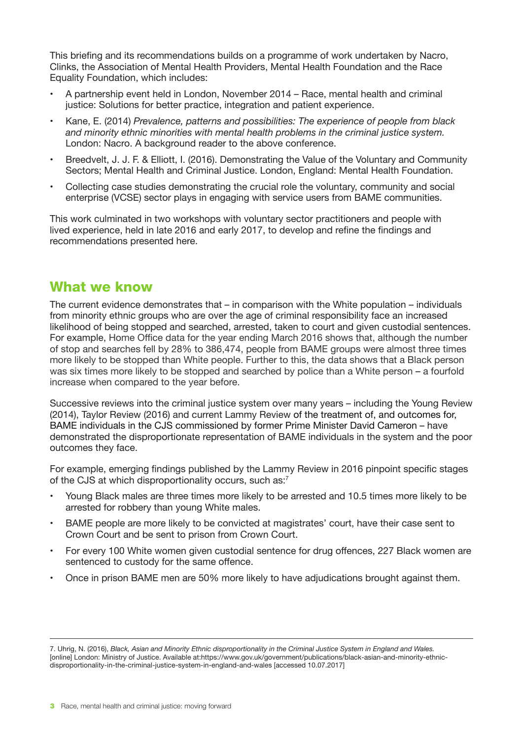This briefing and its recommendations builds on a programme of work undertaken by Nacro, Clinks, the Association of Mental Health Providers, Mental Health Foundation and the Race Equality Foundation, which includes:

- A partnership event held in London, November 2014 – Race, mental health and criminal justice: Solutions for better practice, integration and patient experience.
- Kane, E. (2014) *Prevalence, patterns and possibilities: The experience of people from black and minority ethnic minorities with mental health problems in the criminal justice system.* London: Nacro. A background reader to the above conference.
- Breedvelt, J. J. F. & Elliott, I. (2016). Demonstrating the Value of the Voluntary and Community Sectors; Mental Health and Criminal Justice. London, England: Mental Health Foundation.
- Collecting case studies demonstrating the crucial role the voluntary, community and social enterprise (VCSE) sector plays in engaging with service users from BAME communities.

This work culminated in two workshops with voluntary sector practitioners and people with lived experience, held in late 2016 and early 2017, to develop and refine the findings and recommendations presented here.

## What we know

The current evidence demonstrates that – in comparison with the White population – individuals from minority ethnic groups who are over the age of criminal responsibility face an increased likelihood of being stopped and searched, arrested, taken to court and given custodial sentences. For example, Home Office data for the year ending March 2016 shows that, although the number of stop and searches fell by 28% to 386,474, people from BAME groups were almost three times more likely to be stopped than White people. Further to this, the data shows that a Black person was six times more likely to be stopped and searched by police than a White person – a fourfold increase when compared to the year before.

Successive reviews into the criminal justice system over many years – including the Young Review (2014), Taylor Review (2016) and current Lammy Review of the treatment of, and outcomes for, BAME individuals in the CJS commissioned by former Prime Minister David Cameron – have demonstrated the disproportionate representation of BAME individuals in the system and the poor outcomes they face.

For example, emerging findings published by the Lammy Review in 2016 pinpoint specific stages of the CJS at which disproportionality occurs, such as:[7]

- Young Black males are three times more likely to be arrested and 10.5 times more likely to be arrested for robbery than young White males.
- BAME people are more likely to be convicted at magistrates' court, have their case sent to Crown Court and be sent to prison from Crown Court.
- For every 100 White women given custodial sentence for drug offences, 227 Black women are sentenced to custody for the same offence.
- Once in prison BAME men are 50% more likely to have adjudications brought against them.

---

7. Uhrig, N. (2016), *Black, Asian and Minority Ethnic disproportionality in the Criminal Justice System in England and Wales.* [online] London: Ministry of Justice. Available at:https://www.gov.uk/government/publications/black-asian-and-minority-ethnic-disproportionality-in-the-criminal-justice-system-in-england-and-wales [accessed 10.07.2017]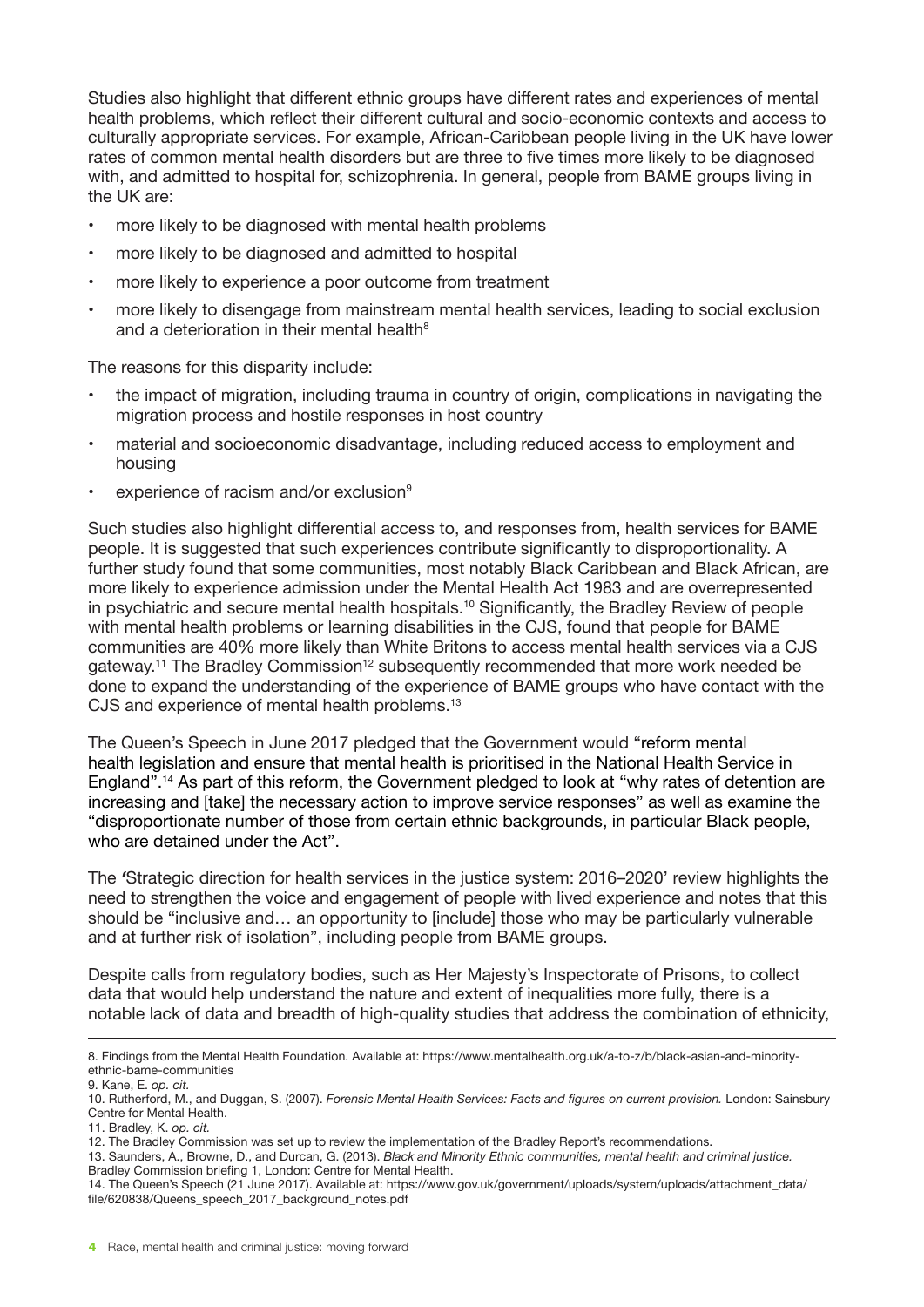Studies also highlight that different ethnic groups have different rates and experiences of mental health problems, which reflect their different cultural and socio-economic contexts and access to culturally appropriate services. For example, African-Caribbean people living in the UK have lower rates of common mental health disorders but are three to five times more likely to be diagnosed with, and admitted to hospital for, schizophrenia. In general, people from BAME groups living in the UK are:

- more likely to be diagnosed with mental health problems
- more likely to be diagnosed and admitted to hospital
- more likely to experience a poor outcome from treatment
- more likely to disengage from mainstream mental health services, leading to social exclusion and a deterioration in their mental health[8]

The reasons for this disparity include:

- the impact of migration, including trauma in country of origin, complications in navigating the migration process and hostile responses in host country
- material and socioeconomic disadvantage, including reduced access to employment and housing
- experience of racism and/or exclusion[9]

Such studies also highlight differential access to, and responses from, health services for BAME people. It is suggested that such experiences contribute significantly to disproportionality. A further study found that some communities, most notably Black Caribbean and Black African, are more likely to experience admission under the Mental Health Act 1983 and are overrepresented in psychiatric and secure mental health hospitals.[10] Significantly, the Bradley Review of people with mental health problems or learning disabilities in the CJS, found that people for BAME communities are 40% more likely than White Britons to access mental health services via a CJS gateway.[11] The Bradley Commission[12] subsequently recommended that more work needed be done to expand the understanding of the experience of BAME groups who have contact with the CJS and experience of mental health problems.[13]

The Queen's Speech in June 2017 pledged that the Government would "reform mental health legislation and ensure that mental health is prioritised in the National Health Service in England".[14] As part of this reform, the Government pledged to look at "why rates of detention are increasing and [take] the necessary action to improve service responses" as well as examine the "disproportionate number of those from certain ethnic backgrounds, in particular Black people, who are detained under the Act".

The 'Strategic direction for health services in the justice system: 2016–2020' review highlights the need to strengthen the voice and engagement of people with lived experience and notes that this should be "inclusive and… an opportunity to [include] those who may be particularly vulnerable and at further risk of isolation", including people from BAME groups.

Despite calls from regulatory bodies, such as Her Majesty's Inspectorate of Prisons, to collect data that would help understand the nature and extent of inequalities more fully, there is a notable lack of data and breadth of high-quality studies that address the combination of ethnicity,

---

8. Findings from the Mental Health Foundation. Available at: https://www.mentalhealth.org.uk/a-to-z/b/black-asian-and-minority-ethnic-bame-communities
9. Kane, E. *op. cit.*
10. Rutherford, M., and Duggan, S. (2007). *Forensic Mental Health Services: Facts and figures on current provision.* London: Sainsbury Centre for Mental Health.
11. Bradley, K. *op. cit.*
12. The Bradley Commission was set up to review the implementation of the Bradley Report's recommendations.
13. Saunders, A., Browne, D., and Durcan, G. (2013). *Black and Minority Ethnic communities, mental health and criminal justice.* Bradley Commission briefing 1, London: Centre for Mental Health.
14. The Queen's Speech (21 June 2017). Available at: https://www.gov.uk/government/uploads/system/uploads/attachment_data/file/620838/Queens_speech_2017_background_notes.pdf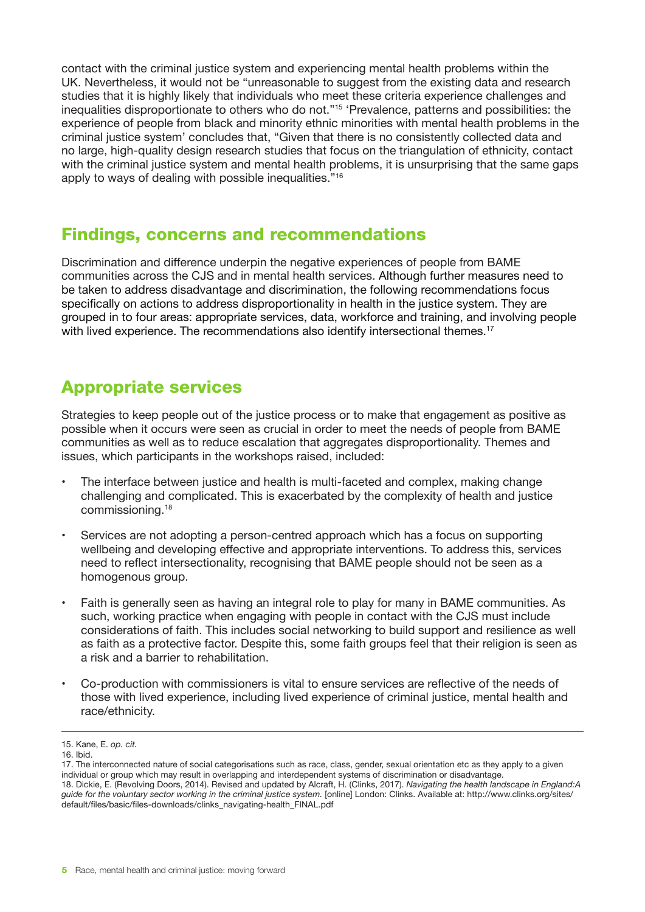contact with the criminal justice system and experiencing mental health problems within the UK. Nevertheless, it would not be "unreasonable to suggest from the existing data and research studies that it is highly likely that individuals who meet these criteria experience challenges and inequalities disproportionate to others who do not."[15] 'Prevalence, patterns and possibilities: the experience of people from black and minority ethnic minorities with mental health problems in the criminal justice system' concludes that, "Given that there is no consistently collected data and no large, high-quality design research studies that focus on the triangulation of ethnicity, contact with the criminal justice system and mental health problems, it is unsurprising that the same gaps apply to ways of dealing with possible inequalities."[16]

## Findings, concerns and recommendations

Discrimination and difference underpin the negative experiences of people from BAME communities across the CJS and in mental health services. Although further measures need to be taken to address disadvantage and discrimination, the following recommendations focus specifically on actions to address disproportionality in health in the justice system. They are grouped in to four areas: appropriate services, data, workforce and training, and involving people with lived experience. The recommendations also identify intersectional themes.[17]

## Appropriate services

Strategies to keep people out of the justice process or to make that engagement as positive as possible when it occurs were seen as crucial in order to meet the needs of people from BAME communities as well as to reduce escalation that aggregates disproportionality. Themes and issues, which participants in the workshops raised, included:

- The interface between justice and health is multi-faceted and complex, making change challenging and complicated. This is exacerbated by the complexity of health and justice commissioning.[18]
- Services are not adopting a person-centred approach which has a focus on supporting wellbeing and developing effective and appropriate interventions. To address this, services need to reflect intersectionality, recognising that BAME people should not be seen as a homogenous group.
- Faith is generally seen as having an integral role to play for many in BAME communities. As such, working practice when engaging with people in contact with the CJS must include considerations of faith. This includes social networking to build support and resilience as well as faith as a protective factor. Despite this, some faith groups feel that their religion is seen as a risk and a barrier to rehabilitation.
- Co-production with commissioners is vital to ensure services are reflective of the needs of those with lived experience, including lived experience of criminal justice, mental health and race/ethnicity.

---

15. Kane, E. *op. cit.*
16. Ibid.
17. The interconnected nature of social categorisations such as race, class, gender, sexual orientation etc as they apply to a given individual or group which may result in overlapping and interdependent systems of discrimination or disadvantage.
18. Dickie, E. (Revolving Doors, 2014). Revised and updated by Alcraft, H. (Clinks, 2017). *Navigating the health landscape in England:A guide for the voluntary sector working in the criminal justice system.* [online] London: Clinks. Available at: http://www.clinks.org/sites/default/files/basic/files-downloads/clinks_navigating-health_FINAL.pdf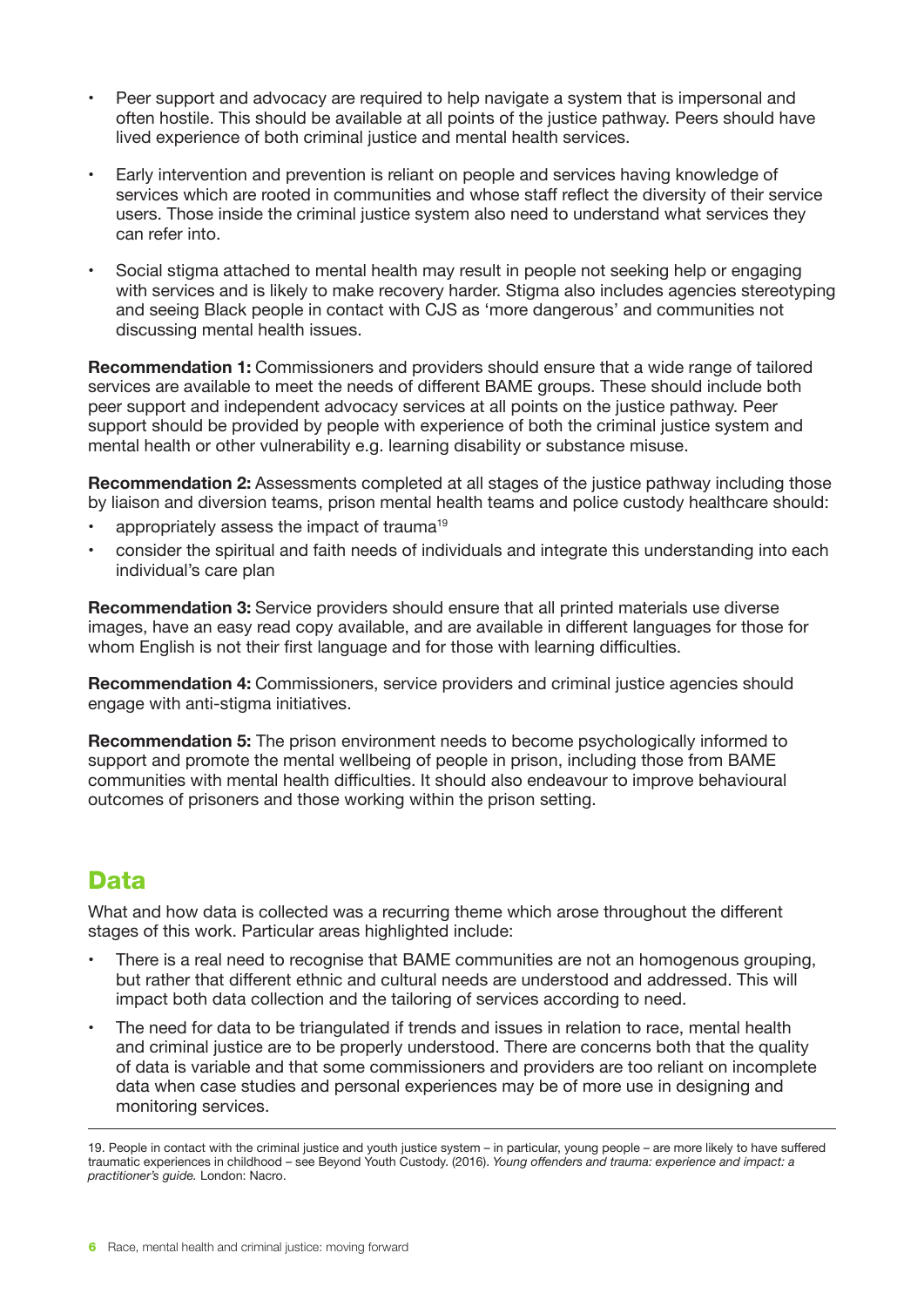- Peer support and advocacy are required to help navigate a system that is impersonal and often hostile. This should be available at all points of the justice pathway. Peers should have lived experience of both criminal justice and mental health services.
- Early intervention and prevention is reliant on people and services having knowledge of services which are rooted in communities and whose staff reflect the diversity of their service users. Those inside the criminal justice system also need to understand what services they can refer into.
- Social stigma attached to mental health may result in people not seeking help or engaging with services and is likely to make recovery harder. Stigma also includes agencies stereotyping and seeing Black people in contact with CJS as 'more dangerous' and communities not discussing mental health issues.

**Recommendation 1:** Commissioners and providers should ensure that a wide range of tailored services are available to meet the needs of different BAME groups. These should include both peer support and independent advocacy services at all points on the justice pathway. Peer support should be provided by people with experience of both the criminal justice system and mental health or other vulnerability e.g. learning disability or substance misuse.

**Recommendation 2:** Assessments completed at all stages of the justice pathway including those by liaison and diversion teams, prison mental health teams and police custody healthcare should:

- appropriately assess the impact of trauma[19]
- consider the spiritual and faith needs of individuals and integrate this understanding into each individual's care plan

**Recommendation 3:** Service providers should ensure that all printed materials use diverse images, have an easy read copy available, and are available in different languages for those for whom English is not their first language and for those with learning difficulties.

**Recommendation 4:** Commissioners, service providers and criminal justice agencies should engage with anti-stigma initiatives.

**Recommendation 5:** The prison environment needs to become psychologically informed to support and promote the mental wellbeing of people in prison, including those from BAME communities with mental health difficulties. It should also endeavour to improve behavioural outcomes of prisoners and those working within the prison setting.

## Data

What and how data is collected was a recurring theme which arose throughout the different stages of this work. Particular areas highlighted include:

- There is a real need to recognise that BAME communities are not an homogenous grouping, but rather that different ethnic and cultural needs are understood and addressed. This will impact both data collection and the tailoring of services according to need.
- The need for data to be triangulated if trends and issues in relation to race, mental health and criminal justice are to be properly understood. There are concerns both that the quality of data is variable and that some commissioners and providers are too reliant on incomplete data when case studies and personal experiences may be of more use in designing and monitoring services.

---

19. People in contact with the criminal justice and youth justice system – in particular, young people – are more likely to have suffered traumatic experiences in childhood – see Beyond Youth Custody. (2016). *Young offenders and trauma: experience and impact: a practitioner's guide.* London: Nacro.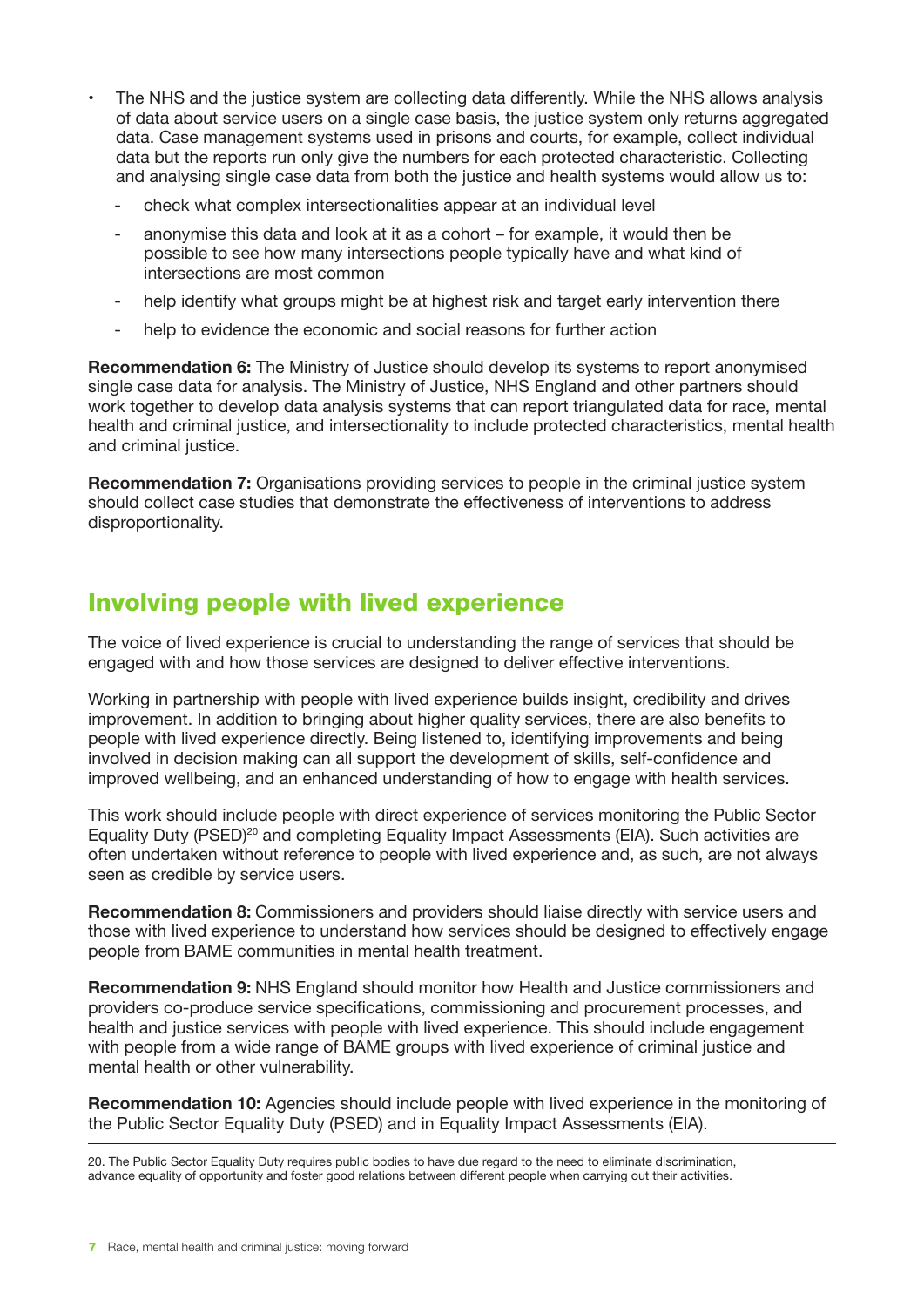- The NHS and the justice system are collecting data differently. While the NHS allows analysis of data about service users on a single case basis, the justice system only returns aggregated data. Case management systems used in prisons and courts, for example, collect individual data but the reports run only give the numbers for each protected characteristic. Collecting and analysing single case data from both the justice and health systems would allow us to:
    - check what complex intersectionalities appear at an individual level
    - anonymise this data and look at it as a cohort – for example, it would then be possible to see how many intersections people typically have and what kind of intersections are most common
    - help identify what groups might be at highest risk and target early intervention there
    - help to evidence the economic and social reasons for further action

**Recommendation 6:** The Ministry of Justice should develop its systems to report anonymised single case data for analysis. The Ministry of Justice, NHS England and other partners should work together to develop data analysis systems that can report triangulated data for race, mental health and criminal justice, and intersectionality to include protected characteristics, mental health and criminal justice.

**Recommendation 7:** Organisations providing services to people in the criminal justice system should collect case studies that demonstrate the effectiveness of interventions to address disproportionality.

## Involving people with lived experience

The voice of lived experience is crucial to understanding the range of services that should be engaged with and how those services are designed to deliver effective interventions.

Working in partnership with people with lived experience builds insight, credibility and drives improvement. In addition to bringing about higher quality services, there are also benefits to people with lived experience directly. Being listened to, identifying improvements and being involved in decision making can all support the development of skills, self-confidence and improved wellbeing, and an enhanced understanding of how to engage with health services.

This work should include people with direct experience of services monitoring the Public Sector Equality Duty (PSED)[20] and completing Equality Impact Assessments (EIA). Such activities are often undertaken without reference to people with lived experience and, as such, are not always seen as credible by service users.

**Recommendation 8:** Commissioners and providers should liaise directly with service users and those with lived experience to understand how services should be designed to effectively engage people from BAME communities in mental health treatment.

**Recommendation 9:** NHS England should monitor how Health and Justice commissioners and providers co-produce service specifications, commissioning and procurement processes, and health and justice services with people with lived experience. This should include engagement with people from a wide range of BAME groups with lived experience of criminal justice and mental health or other vulnerability.

**Recommendation 10:** Agencies should include people with lived experience in the monitoring of the Public Sector Equality Duty (PSED) and in Equality Impact Assessments (EIA).

---

20. The Public Sector Equality Duty requires public bodies to have due regard to the need to eliminate discrimination, advance equality of opportunity and foster good relations between different people when carrying out their activities.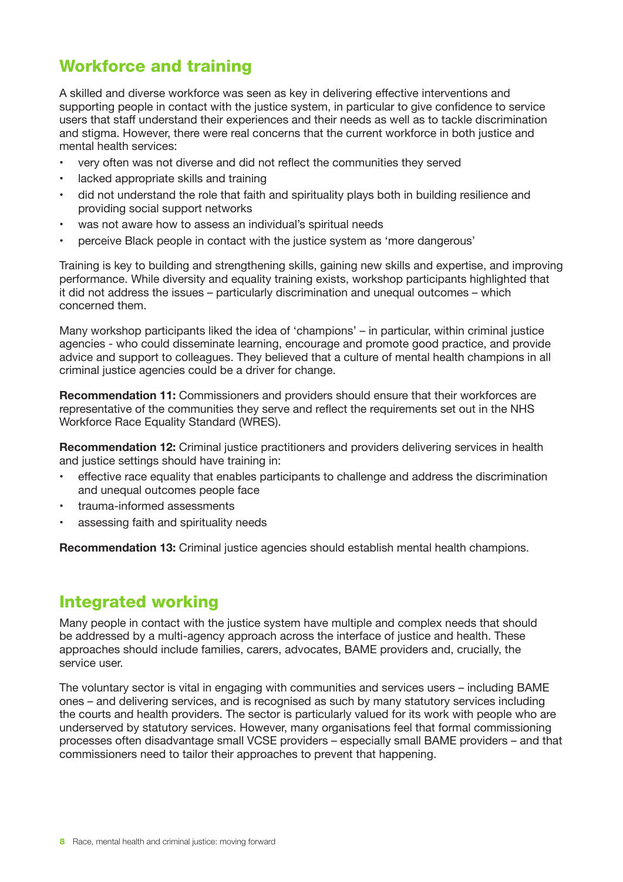## Workforce and training

A skilled and diverse workforce was seen as key in delivering effective interventions and supporting people in contact with the justice system, in particular to give confidence to service users that staff understand their experiences and their needs as well as to tackle discrimination and stigma. However, there were real concerns that the current workforce in both justice and mental health services:

- very often was not diverse and did not reflect the communities they served
- lacked appropriate skills and training
- did not understand the role that faith and spirituality plays both in building resilience and providing social support networks
- was not aware how to assess an individual's spiritual needs
- perceive Black people in contact with the justice system as 'more dangerous'

Training is key to building and strengthening skills, gaining new skills and expertise, and improving performance. While diversity and equality training exists, workshop participants highlighted that it did not address the issues – particularly discrimination and unequal outcomes – which concerned them.

Many workshop participants liked the idea of 'champions' – in particular, within criminal justice agencies - who could disseminate learning, encourage and promote good practice, and provide advice and support to colleagues. They believed that a culture of mental health champions in all criminal justice agencies could be a driver for change.

**Recommendation 11:** Commissioners and providers should ensure that their workforces are representative of the communities they serve and reflect the requirements set out in the NHS Workforce Race Equality Standard (WRES).

**Recommendation 12:** Criminal justice practitioners and providers delivering services in health and justice settings should have training in:

- effective race equality that enables participants to challenge and address the discrimination and unequal outcomes people face
- trauma-informed assessments
- assessing faith and spirituality needs

**Recommendation 13:** Criminal justice agencies should establish mental health champions.

## Integrated working

Many people in contact with the justice system have multiple and complex needs that should be addressed by a multi-agency approach across the interface of justice and health. These approaches should include families, carers, advocates, BAME providers and, crucially, the service user.

The voluntary sector is vital in engaging with communities and services users – including BAME ones – and delivering services, and is recognised as such by many statutory services including the courts and health providers. The sector is particularly valued for its work with people who are underserved by statutory services. However, many organisations feel that formal commissioning processes often disadvantage small VCSE providers – especially small BAME providers – and that commissioners need to tailor their approaches to prevent that happening.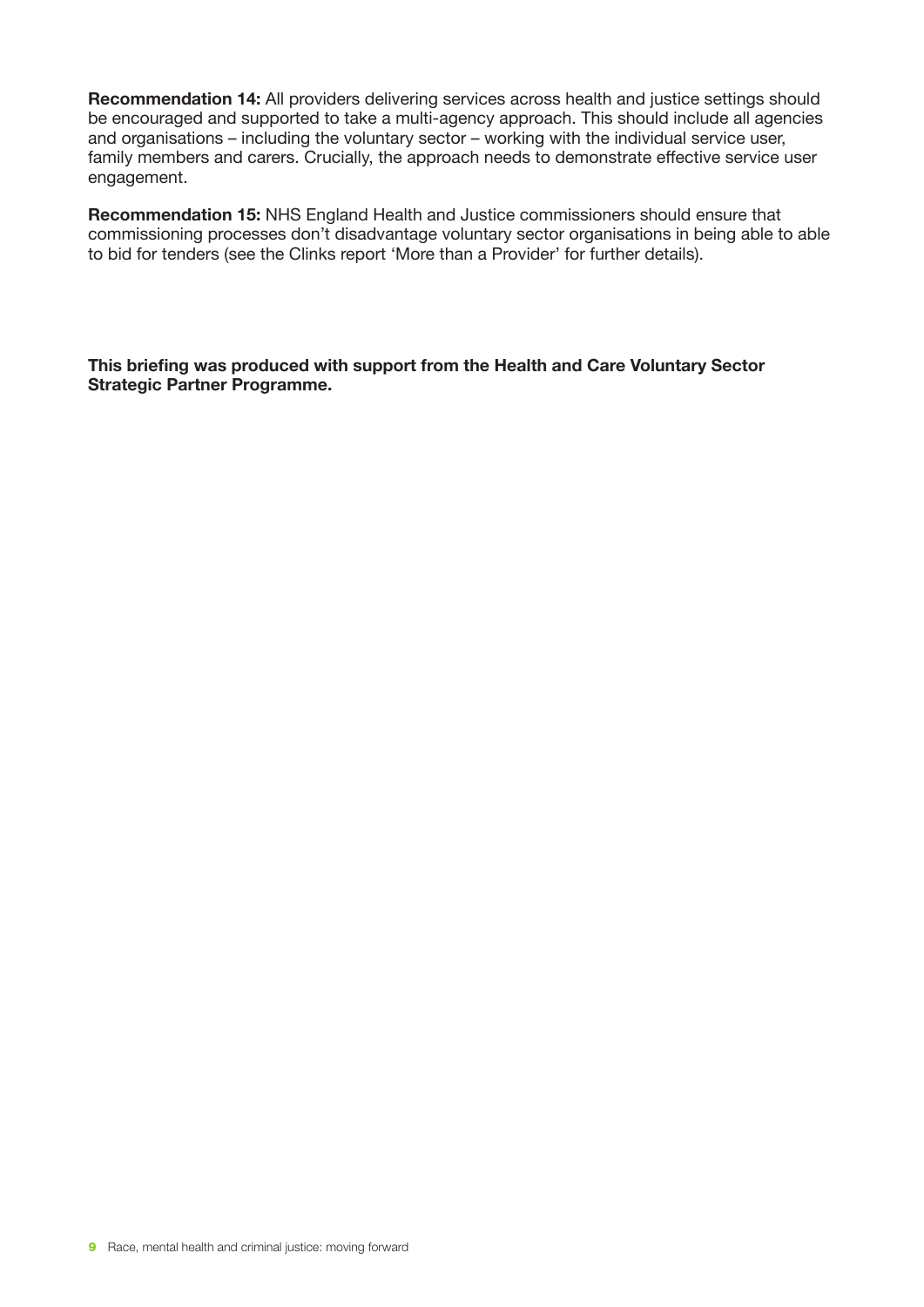**Recommendation 14:** All providers delivering services across health and justice settings should be encouraged and supported to take a multi-agency approach. This should include all agencies and organisations – including the voluntary sector – working with the individual service user, family members and carers. Crucially, the approach needs to demonstrate effective service user engagement.

**Recommendation 15:** NHS England Health and Justice commissioners should ensure that commissioning processes don't disadvantage voluntary sector organisations in being able to able to bid for tenders (see the Clinks report 'More than a Provider' for further details).

**This briefing was produced with support from the Health and Care Voluntary Sector Strategic Partner Programme.**